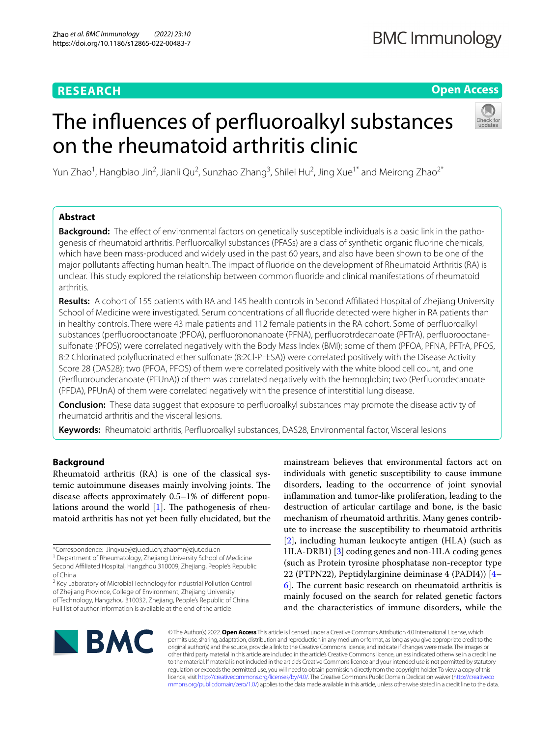**RESEARCH** **Open Access**

# The influences of perfluoroalkyl substances on the rheumatoid arthritis clinic

Yun Zhao[1], Hangbiao Jin[2], Jianli Qu[2], Sunzhao Zhang[3], Shilei Hu[2], Jing Xue[1*] and Meirong Zhao[2*]

## Abstract

**Background:** The effect of environmental factors on genetically susceptible individuals is a basic link in the pathogenesis of rheumatoid arthritis. Perfluoroalkyl substances (PFASs) are a class of synthetic organic fluorine chemicals, which have been mass-produced and widely used in the past 60 years, and also have been shown to be one of the major pollutants affecting human health. The impact of fluoride on the development of Rheumatoid Arthritis (RA) is unclear. This study explored the relationship between common fluoride and clinical manifestations of rheumatoid arthritis.

**Results:** A cohort of 155 patients with RA and 145 health controls in Second Affiliated Hospital of Zhejiang University School of Medicine were investigated. Serum concentrations of all fluoride detected were higher in RA patients than in healthy controls. There were 43 male patients and 112 female patients in the RA cohort. Some of perfluoroalkyl substances (perfluorooctanoate (PFOA), perfluorononanoate (PFNA), perfluorotrdecanoate (PFTrA), perfluorooctanesulfonate (PFOS)) were correlated negatively with the Body Mass Index (BMI); some of them (PFOA, PFNA, PFTrA, PFOS, 8:2 Chlorinated polyfluorinated ether sulfonate (8:2Cl-PFESA)) were correlated positively with the Disease Activity Score 28 (DAS28); two (PFOA, PFOS) of them were correlated positively with the white blood cell count, and one (Perfluoroundecanoate (PFUnA)) of them was correlated negatively with the hemoglobin; two (Perfluorodecanoate (PFDA), PFUnA) of them were correlated negatively with the presence of interstitial lung disease.

**Conclusion:** These data suggest that exposure to perfluoroalkyl substances may promote the disease activity of rheumatoid arthritis and the visceral lesions.

**Keywords:** Rheumatoid arthritis, Perfluoroalkyl substances, DAS28, Environmental factor, Visceral lesions

## Background

Rheumatoid arthritis (RA) is one of the classical systemic autoimmune diseases mainly involving joints. The disease affects approximately 0.5–1% of different populations around the world [1]. The pathogenesis of rheumatoid arthritis has not yet been fully elucidated, but the mainstream believes that environmental factors act on individuals with genetic susceptibility to cause immune disorders, leading to the occurrence of joint synovial inflammation and tumor-like proliferation, leading to the destruction of articular cartilage and bone, is the basic mechanism of rheumatoid arthritis. Many genes contribute to increase the susceptibility to rheumatoid arthritis [2], including human leukocyte antigen (HLA) (such as HLA-DRB1) [3] coding genes and non-HLA coding genes (such as Protein tyrosine phosphatase non-receptor type 22 (PTPN22), Peptidylarginine deiminase 4 (PADI4)) [4–6]. The current basic research on rheumatoid arthritis is mainly focused on the search for related genetic factors and the characteristics of immune disorders, while the

*Correspondence: Jingxue@zju.edu.cn; zhaomr@zjut.edu.cn

[1] Department of Rheumatology, Zhejiang University School of Medicine Second Affiliated Hospital, Hangzhou 310009, Zhejiang, People's Republic of China

[2] Key Laboratory of Microbial Technology for Industrial Pollution Control of Zhejiang Province, College of Environment, Zhejiang University of Technology, Hangzhou 310032, Zhejiang, People's Republic of China

Full list of author information is available at the end of the article

© The Author(s) 2022. **Open Access** This article is licensed under a Creative Commons Attribution 4.0 International License, which permits use, sharing, adaptation, distribution and reproduction in any medium or format, as long as you give appropriate credit to the original author(s) and the source, provide a link to the Creative Commons licence, and indicate if changes were made. The images or other third party material in this article are included in the article's Creative Commons licence, unless indicated otherwise in a credit line to the material. If material is not included in the article's Creative Commons licence and your intended use is not permitted by statutory regulation or exceeds the permitted use, you will need to obtain permission directly from the copyright holder. To view a copy of this licence, visit http://creativecommons.org/licenses/by/4.0/. The Creative Commons Public Domain Dedication waiver (http://creativecommons.org/publicdomain/zero/1.0/) applies to the data made available in this article, unless otherwise stated in a credit line to the data.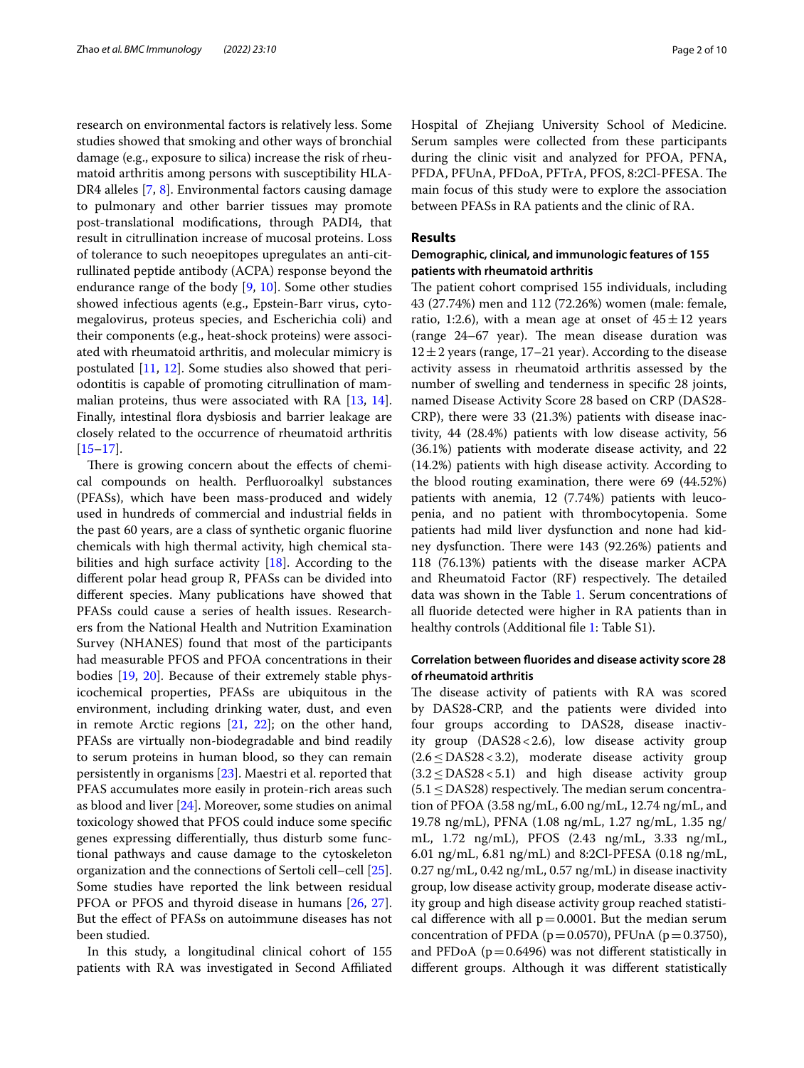research on environmental factors is relatively less. Some studies showed that smoking and other ways of bronchial damage (e.g., exposure to silica) increase the risk of rheumatoid arthritis among persons with susceptibility HLA-DR4 alleles [7, 8]. Environmental factors causing damage to pulmonary and other barrier tissues may promote post-translational modifications, through PADI4, that result in citrullination increase of mucosal proteins. Loss of tolerance to such neoepitopes upregulates an anti-citrullinated peptide antibody (ACPA) response beyond the endurance range of the body [9, 10]. Some other studies showed infectious agents (e.g., Epstein-Barr virus, cytomegalovirus, proteus species, and Escherichia coli) and their components (e.g., heat-shock proteins) were associated with rheumatoid arthritis, and molecular mimicry is postulated [11, 12]. Some studies also showed that periodontitis is capable of promoting citrullination of mammalian proteins, thus were associated with RA [13, 14]. Finally, intestinal flora dysbiosis and barrier leakage are closely related to the occurrence of rheumatoid arthritis [15–17].

There is growing concern about the effects of chemical compounds on health. Perfluoroalkyl substances (PFASs), which have been mass-produced and widely used in hundreds of commercial and industrial fields in the past 60 years, are a class of synthetic organic fluorine chemicals with high thermal activity, high chemical stabilities and high surface activity [18]. According to the different polar head group R, PFASs can be divided into different species. Many publications have showed that PFASs could cause a series of health issues. Researchers from the National Health and Nutrition Examination Survey (NHANES) found that most of the participants had measurable PFOS and PFOA concentrations in their bodies [19, 20]. Because of their extremely stable physicochemical properties, PFASs are ubiquitous in the environment, including drinking water, dust, and even in remote Arctic regions [21, 22]; on the other hand, PFASs are virtually non-biodegradable and bind readily to serum proteins in human blood, so they can remain persistently in organisms [23]. Maestri et al. reported that PFAS accumulates more easily in protein-rich areas such as blood and liver [24]. Moreover, some studies on animal toxicology showed that PFOS could induce some specific genes expressing differentially, thus disturb some functional pathways and cause damage to the cytoskeleton organization and the connections of Sertoli cell–cell [25]. Some studies have reported the link between residual PFOA or PFOS and thyroid disease in humans [26, 27]. But the effect of PFASs on autoimmune diseases has not been studied.

In this study, a longitudinal clinical cohort of 155 patients with RA was investigated in Second Affiliated Hospital of Zhejiang University School of Medicine. Serum samples were collected from these participants during the clinic visit and analyzed for PFOA, PFNA, PFDA, PFUnA, PFDoA, PFTrA, PFOS, 8:2Cl-PFESA. The main focus of this study were to explore the association between PFASs in RA patients and the clinic of RA.

## Results

### Demographic, clinical, and immunologic features of 155 patients with rheumatoid arthritis

The patient cohort comprised 155 individuals, including 43 (27.74%) men and 112 (72.26%) women (male: female, ratio, 1:2.6), with a mean age at onset of $45 \pm 12$ years (range 24–67 year). The mean disease duration was $12 \pm 2$ years (range, 17–21 year). According to the disease activity assess in rheumatoid arthritis assessed by the number of swelling and tenderness in specific 28 joints, named Disease Activity Score 28 based on CRP (DAS28-CRP), there were 33 (21.3%) patients with disease inactivity, 44 (28.4%) patients with low disease activity, 56 (36.1%) patients with moderate disease activity, and 22 (14.2%) patients with high disease activity. According to the blood routing examination, there were 69 (44.52%) patients with anemia, 12 (7.74%) patients with leucopenia, and no patient with thrombocytopenia. Some patients had mild liver dysfunction and none had kidney dysfunction. There were 143 (92.26%) patients and 118 (76.13%) patients with the disease marker ACPA and Rheumatoid Factor (RF) respectively. The detailed data was shown in the Table 1. Serum concentrations of all fluoride detected were higher in RA patients than in healthy controls (Additional file 1: Table S1).

### Correlation between fluorides and disease activity score 28 of rheumatoid arthritis

The disease activity of patients with RA was scored by DAS28-CRP, and the patients were divided into four groups according to DAS28, disease inactivity group ($DAS28 < 2.6$), low disease activity group ($2.6 \le DAS28 < 3.2$), moderate disease activity group ($3.2 \le DAS28 < 5.1$) and high disease activity group ($5.1 \le DAS28$) respectively. The median serum concentration of PFOA (3.58 ng/mL, 6.00 ng/mL, 12.74 ng/mL, and 19.78 ng/mL), PFNA (1.08 ng/mL, 1.27 ng/mL, 1.35 ng/mL, 1.72 ng/mL), PFOS (2.43 ng/mL, 3.33 ng/mL, 6.01 ng/mL, 6.81 ng/mL) and 8:2Cl-PFESA (0.18 ng/mL, 0.27 ng/mL, 0.42 ng/mL, 0.57 ng/mL) in disease inactivity group, low disease activity group, moderate disease activity group and high disease activity group reached statistical difference with all $p = 0.0001$. But the median serum concentration of PFDA ($p = 0.0570$), PFUnA ($p = 0.3750$), and PFDoA ($p = 0.6496$) was not different statistically in different groups. Although it was different statistically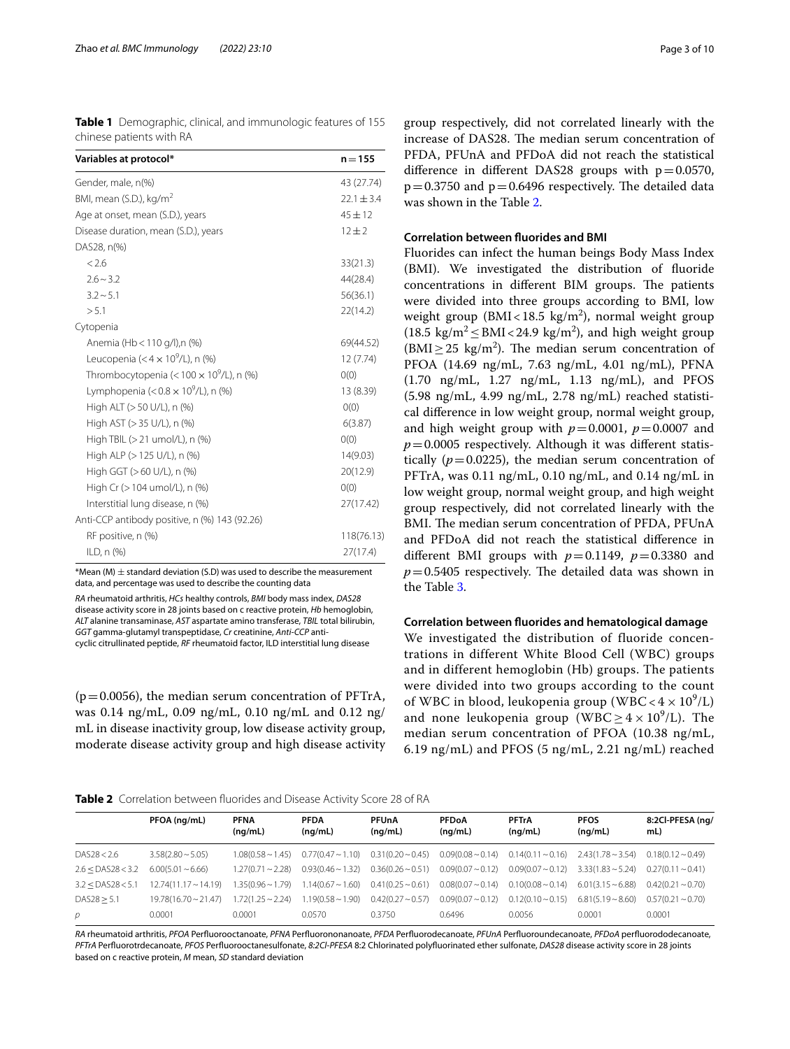**Table 1** Demographic, clinical, and immunologic features of 155 chinese patients with RA

| Variables at protocol* | n = 155 |
|---|---|
| Gender, male, n(%) | 43 (27.74) |
| BMI, mean (S.D.), kg/m$^2$ | 22.1 ± 3.4 |
| Age at onset, mean (S.D.), years | 45 ± 12 |
| Disease duration, mean (S.D.), years | 12 ± 2 |
| DAS28, n(%) | |
| < 2.6 | 33(21.3) |
| 2.6 ~ 3.2 | 44(28.4) |
| 3.2 ~ 5.1 | 56(36.1) |
| > 5.1 | 22(14.2) |
| Cytopenia | |
| Anemia (Hb < 110 g/l),n (%) | 69(44.52) |
| Leucopenia (< 4 × $10^9$/L), n (%) | 12 (7.74) |
| Thrombocytopenia (< 100 × $10^9$/L), n (%) | 0(0) |
| Lymphopenia (< 0.8 × $10^9$/L), n (%) | 13 (8.39) |
| High ALT (> 50 U/L), n (%) | 0(0) |
| High AST (> 35 U/L), n (%) | 6(3.87) |
| High TBIL (> 21 umol/L), n (%) | 0(0) |
| High ALP (> 125 U/L), n (%) | 14(9.03) |
| High GGT (> 60 U/L), n (%) | 20(12.9) |
| High Cr (> 104 umol/L), n (%) | 0(0) |
| Interstitial lung disease, n (%) | 27(17.42) |
| Anti-CCP antibody positive, n (%) 143 (92.26) | |
| RF positive, n (%) | 118(76.13) |
| ILD, n (%) | 27(17.4) |

*Mean (M) ± standard deviation (S.D) was used to describe the measurement data, and percentage was used to describe the counting data

*RA* rheumatoid arthritis, *HCs* healthy controls, *BMI* body mass index, *DAS28* disease activity score in 28 joints based on c reactive protein, *Hb* hemoglobin, *ALT* alanine transaminase, *AST* aspartate amino transferase, *TBIL* total bilirubin, *GGT* gamma-glutamyl transpeptidase, *Cr* creatinine, *Anti-CCP* anti-cyclic citrullinated peptide, *RF* rheumatoid factor, ILD interstitial lung disease

(p = 0.0056), the median serum concentration of PFTrA, was 0.14 ng/mL, 0.09 ng/mL, 0.10 ng/mL and 0.12 ng/mL in disease inactivity group, low disease activity group, moderate disease activity group and high disease activity group respectively, did not correlated linearly with the increase of DAS28. The median serum concentration of PFDA, PFUnA and PFDoA did not reach the statistical difference in different DAS28 groups with p = 0.0570, p = 0.3750 and p = 0.6496 respectively. The detailed data was shown in the Table 2.

### Correlation between fluorides and BMI

Fluorides can infect the human beings Body Mass Index (BMI). We investigated the distribution of fluoride concentrations in different BIM groups. The patients were divided into three groups according to BMI, low weight group (BMI < 18.5 kg/m$^2$), normal weight group (18.5 kg/m$^2$ ≤ BMI < 24.9 kg/m$^2$), and high weight group (BMI ≥ 25 kg/m$^2$). The median serum concentration of PFOA (14.69 ng/mL, 7.63 ng/mL, 4.01 ng/mL), PFNA (1.70 ng/mL, 1.27 ng/mL, 1.13 ng/mL), and PFOS (5.98 ng/mL, 4.99 ng/mL, 2.78 ng/mL) reached statistical difference in low weight group, normal weight group, and high weight group with $p = 0.0001$, $p = 0.0007$ and $p = 0.0005$ respectively. Although it was different statistically ($p = 0.0225$), the median serum concentration of PFTrA, was 0.11 ng/mL, 0.10 ng/mL, and 0.14 ng/mL in low weight group, normal weight group, and high weight group respectively, did not correlated linearly with the BMI. The median serum concentration of PFDA, PFUnA and PFDoA did not reach the statistical difference in different BMI groups with $p = 0.1149$, $p = 0.3380$ and $p = 0.5405$ respectively. The detailed data was shown in the Table 3.

### Correlation between fluorides and hematological damage

We investigated the distribution of fluoride concentrations in different White Blood Cell (WBC) groups and in different hemoglobin (Hb) groups. The patients were divided into two groups according to the count of WBC in blood, leukopenia group (WBC < 4 × $10^9$/L) and none leukopenia group (WBC ≥ 4 × $10^9$/L). The median serum concentration of PFOA (10.38 ng/mL, 6.19 ng/mL) and PFOS (5 ng/mL, 2.21 ng/mL) reached

**Table 2** Correlation between fluorides and Disease Activity Score 28 of RA

| | PFOA (ng/mL) | PFNA (ng/mL) | PFDA (ng/mL) | PFUnA (ng/mL) | PFDoA (ng/mL) | PFTrA (ng/mL) | PFOS (ng/mL) | 8:2Cl-PFESA (ng/mL) |
|---|---|---|---|---|---|---|---|---|
| DAS28 < 2.6 | 3.58(2.80 ~ 5.05) | 1.08(0.58 ~ 1.45) | 0.77(0.47 ~ 1.10) | 0.31(0.20 ~ 0.45) | 0.09(0.08 ~ 0.14) | 0.14(0.11 ~ 0.16) | 2.43(1.78 ~ 3.54) | 0.18(0.12 ~ 0.49) |
| 2.6 ≤ DAS28 < 3.2 | 6.00(5.01 ~ 6.66) | 1.27(0.71 ~ 2.28) | 0.93(0.46 ~ 1.32) | 0.36(0.26 ~ 0.51) | 0.09(0.07 ~ 0.12) | 0.09(0.07 ~ 0.12) | 3.33(1.83 ~ 5.24) | 0.27(0.11 ~ 0.41) |
| 3.2 ≤ DAS28 < 5.1 | 12.74(11.17 ~ 14.19) | 1.35(0.96 ~ 1.79) | 1.14(0.67 ~ 1.60) | 0.41(0.25 ~ 0.61) | 0.08(0.07 ~ 0.14) | 0.10(0.08 ~ 0.14) | 6.01(3.15 ~ 6.88) | 0.42(0.21 ~ 0.70) |
| DAS28 ≥ 5.1 | 19.78(16.70 ~ 21.47) | 1.72(1.25 ~ 2.24) | 1.19(0.58 ~ 1.90) | 0.42(0.27 ~ 0.57) | 0.09(0.07 ~ 0.12) | 0.12(0.10 ~ 0.15) | 6.81(5.19 ~ 8.60) | 0.57(0.21 ~ 0.70) |
| *p* | 0.0001 | 0.0001 | 0.0570 | 0.3750 | 0.6496 | 0.0056 | 0.0001 | 0.0001 |

*RA* rheumatoid arthritis, *PFOA* Perfluorooctanoate, *PFNA* Perfluorononanoate, *PFDA* Perfluorodecanoate, *PFUnA* Perfluoroundecanoate, *PFDoA* perfluorododecanoate, *PFTrA* Perfluorotrdecanoate, *PFOS* Perfluorooctanesulfonate, *8:2Cl-PFESA* 8:2 Chlorinated polyfluorinated ether sulfonate, *DAS28* disease activity score in 28 joints based on c reactive protein, *M* mean, *SD* standard deviation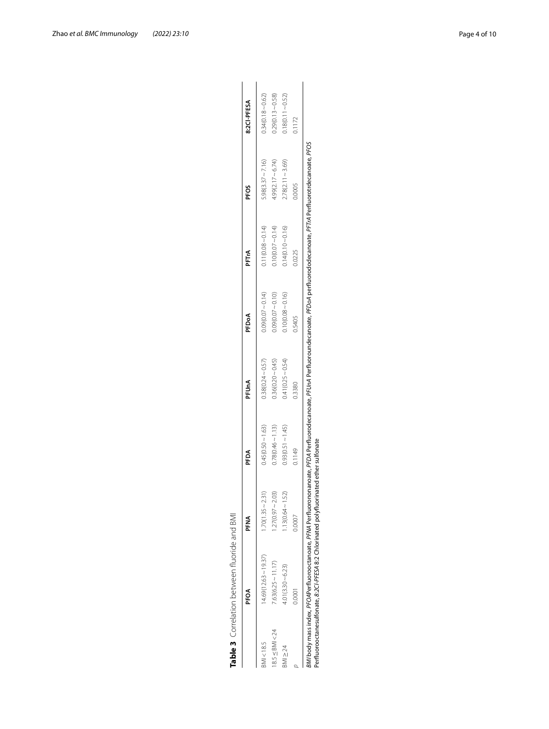**Table 3** Correlation between fluoride and BMI

| | PFOA | PFNA | PFDA | PFUnA | PFDoA | PFTrA | PFOS | 8:2Cl-PFESA |
|---|---|---|---|---|---|---|---|---|
| BMI < 18.5 | 14.69(12.63 ~ 19.37) | 1.70(1.35 ~ 2.31) | 0.45(0.50 ~ 1.63) | 0.38(0.24 ~ 0.57) | 0.09(0.07 ~ 0.14) | 0.11(0.08 ~ 0.14) | 5.98(3.37 ~ 7.16) | 0.34(0.18 ~ 0.62) |
| 18.5 ≤ BMI < 24 | 7.63(6.25 ~ 11.17) | 1.27(0.97 ~ 2.03) | 0.78(0.46 ~ 1.13) | 0.36(0.20 ~ 0.45) | 0.09(0.07 ~ 0.10) | 0.10(0.07 ~ 0.14) | 4.99(2.17 ~ 6.74) | 0.29(0.13 ~ 0.58) |
| BMI ≥ 24 | 4.01(3.30 ~ 6.23) | 1.13(0.64 ~ 1.52) | 0.93(0.51 ~ 1.45) | 0.41(0.25 ~ 0.54) | 0.10(0.08 ~ 0.16) | 0.14(0.10 ~ 0.16) | 2.78(2.11 ~ 3.69) | 0.18(0.11 ~ 0.52) |
| *p* | 0.0001 | 0.0007 | 0.1149 | 0.3380 | 0.5405 | 0.0225 | 0.005 | 0.1172 |

*BMI* body mass index, *PFOA* Perfluorooctanoate, *PFNA* Perfluorononanoate, *PFDA* Perfluorodecanoate, *PFUnA* Perfluoroundecanoate, *PFDoA* perfluorododecanoate, *PFTrA* Perfluorotridecanoate, *PFOS* Perfluorooctanesulfonate, *8:2Cl-PFESA* 8:2 Chlorinated polyfluorinated ether sulfonate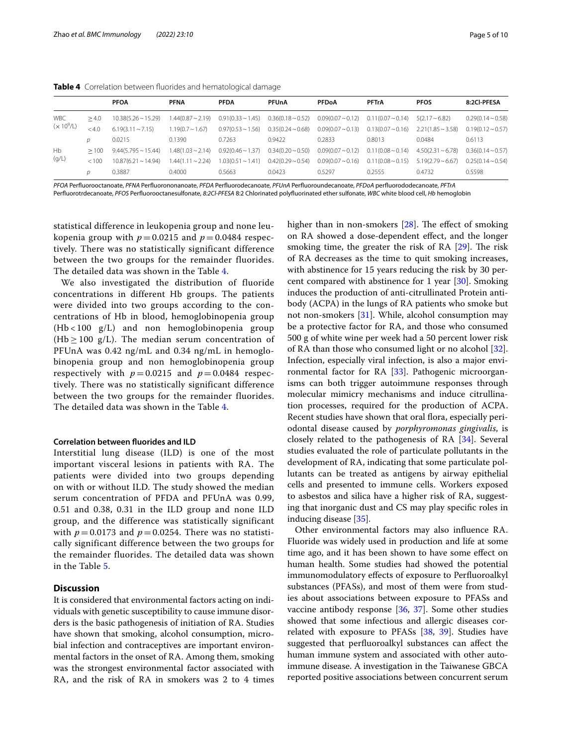**Table 4** Correlation between fluorides and hematological damage

| | | PFOA | PFNA | PFDA | PFUnA | PFDoA | PFTrA | PFOS | 8:2Cl-PFESA |
|---|---|---|---|---|---|---|---|---|---|
| WBC ($\times 10^9$/L) | ≥4.0 | 10.38(5.26 ~ 15.29) | 1.44(0.87 ~ 2.19) | 0.91(0.33 ~ 1.45) | 0.36(0.18 ~ 0.52) | 0.09(0.07 ~ 0.12) | 0.11(0.07 ~ 0.14) | 5(2.17 ~ 6.82) | 0.29(0.14 ~ 0.58) |
| | <4.0 | 6.19(3.11 ~ 7.15) | 1.19(0.7 ~ 1.67) | 0.97(0.53 ~ 1.56) | 0.35(0.24 ~ 0.68) | 0.09(0.07 ~ 0.13) | 0.13(0.07 ~ 0.16) | 2.21(1.85 ~ 3.58) | 0.19(0.12 ~ 0.57) |
| | *p* | 0.0215 | 0.1390 | 0.7263 | 0.9422 | 0.2833 | 0.8013 | 0.0484 | 0.6113 |
| Hb (g/L) | ≥100 | 9.44(5.795 ~ 15.44) | 1.48(1.03 ~ 2.14) | 0.92(0.46 ~ 1.37) | 0.34(0.20 ~ 0.50) | 0.09(0.07 ~ 0.12) | 0.11(0.08 ~ 0.14) | 4.50(2.31 ~ 6.78) | 0.36(0.14 ~ 0.57) |
| | <100 | 10.87(6.21 ~ 14.94) | 1.44(1.11 ~ 2.24) | 1.03(0.51 ~ 1.41) | 0.42(0.29 ~ 0.54) | 0.09(0.07 ~ 0.16) | 0.11(0.08 ~ 0.15) | 5.19(2.79 ~ 6.67) | 0.25(0.14 ~ 0.54) |
| | *p* | 0.3887 | 0.4000 | 0.5663 | 0.0423 | 0.5297 | 0.2555 | 0.4732 | 0.5598 |

*PFOA* Perfluorooctanoate, *PFNA* Perfluorononanoate, *PFDA* Perfluorodecanoate, *PFUnA* Perfluoroundecanoate, *PFDoA* perfluorododecanoate, *PFTrA* Perfluorotrdecanoate, *PFOS* Perfluorooctanesulfonate, *8:2Cl-PFESA* 8:2 Chlorinated polyfluorinated ether sulfonate, *WBC* white blood cell, *Hb* hemoglobin

statistical difference in leukopenia group and none leukopenia group with $p = 0.0215$ and $p = 0.0484$ respectively. There was no statistically significant difference between the two groups for the remainder fluorides. The detailed data was shown in the Table 4.

We also investigated the distribution of fluoride concentrations in different Hb groups. The patients were divided into two groups according to the concentrations of Hb in blood, hemoglobinopenia group (Hb < 100 g/L) and non hemoglobinopenia group (Hb ≥ 100 g/L). The median serum concentration of PFUnA was 0.42 ng/mL and 0.34 ng/mL in hemoglobinopenia group and non hemoglobinopenia group respectively with $p = 0.0215$ and $p = 0.0484$ respectively. There was no statistically significant difference between the two groups for the remainder fluorides. The detailed data was shown in the Table 4.

### Correlation between fluorides and ILD

Interstitial lung disease (ILD) is one of the most important visceral lesions in patients with RA. The patients were divided into two groups depending on with or without ILD. The study showed the median serum concentration of PFDA and PFUnA was 0.99, 0.51 and 0.38, 0.31 in the ILD group and none ILD group, and the difference was statistically significant with $p = 0.0173$ and $p = 0.0254$. There was no statistically significant difference between the two groups for the remainder fluorides. The detailed data was shown in the Table 5.

## Discussion

It is considered that environmental factors acting on individuals with genetic susceptibility to cause immune disorders is the basic pathogenesis of initiation of RA. Studies have shown that smoking, alcohol consumption, microbial infection and contraceptives are important environmental factors in the onset of RA. Among them, smoking was the strongest environmental factor associated with RA, and the risk of RA in smokers was 2 to 4 times higher than in non-smokers [28]. The effect of smoking on RA showed a dose-dependent effect, and the longer smoking time, the greater the risk of RA [29]. The risk of RA decreases as the time to quit smoking increases, with abstinence for 15 years reducing the risk by 30 percent compared with abstinence for 1 year [30]. Smoking induces the production of anti-citrullinated Protein antibody (ACPA) in the lungs of RA patients who smoke but not non-smokers [31]. While, alcohol consumption may be a protective factor for RA, and those who consumed 500 g of white wine per week had a 50 percent lower risk of RA than those who consumed light or no alcohol [32]. Infection, especially viral infection, is also a major environmental factor for RA [33]. Pathogenic microorganisms can both trigger autoimmune responses through molecular mimicry mechanisms and induce citrullination processes, required for the production of ACPA. Recent studies have shown that oral flora, especially periodontal disease caused by *porphyromonas gingivalis*, is closely related to the pathogenesis of RA [34]. Several studies evaluated the role of particulate pollutants in the development of RA, indicating that some particulate pollutants can be treated as antigens by airway epithelial cells and presented to immune cells. Workers exposed to asbestos and silica have a higher risk of RA, suggesting that inorganic dust and CS may play specific roles in inducing disease [35].

Other environmental factors may also influence RA. Fluoride was widely used in production and life at some time ago, and it has been shown to have some effect on human health. Some studies had showed the potential immunomodulatory effects of exposure to Perfluoroalkyl substances (PFASs), and most of them were from studies about associations between exposure to PFASs and vaccine antibody response [36, 37]. Some other studies showed that some infectious and allergic diseases correlated with exposure to PFASs [38, 39]. Studies have suggested that perfluoroalkyl substances can affect the human immune system and associated with other autoimmune disease. A investigation in the Taiwanese GBCA reported positive associations between concurrent serum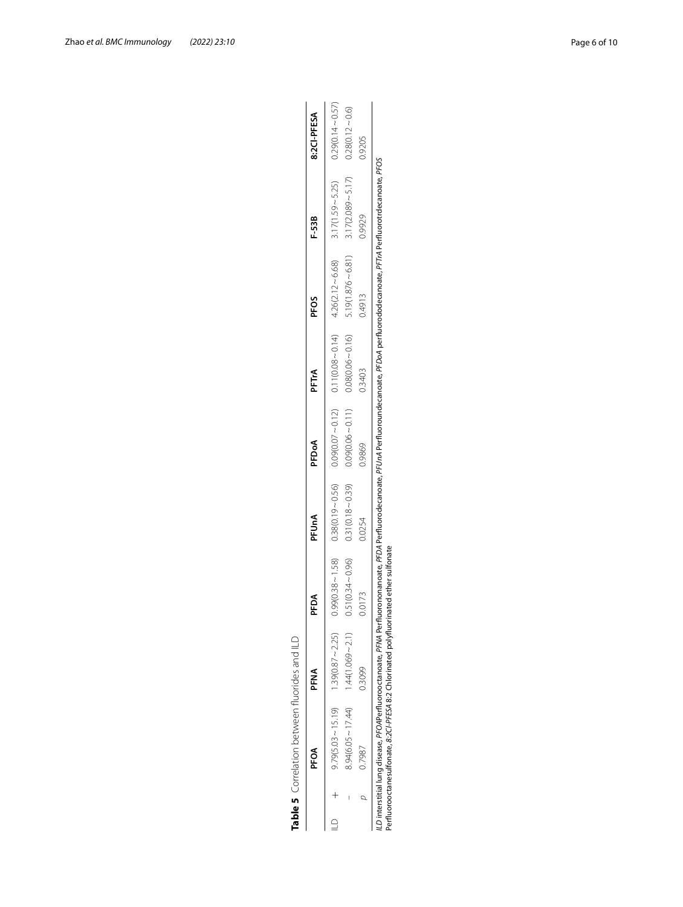**Table 5** Correlation between fluorides and ILD

| | | PFOA | PFNA | PFDA | PFUnA | PFDoA | PFTrA | PFOS | F-53B | 8:2Cl-PFESA |
|---|---|---|---|---|---|---|---|---|---|---|
| ILD | + | 9.79(5.03 ~ 15.19) | 1.39(0.87 ~ 2.25) | 0.99(0.38 ~ 1.58) | 0.38(0.19 ~ 0.56) | 0.09(0.07 ~ 0.12) | 0.11(0.08 ~ 0.14) | 4.26(2.12 ~ 6.68) | 3.17(1.59 ~ 5.25) | 0.29(0.14 ~ 0.57) |
| | – | 8.94(6.05 ~ 17.44) | 1.44(1.069 ~ 2.1) | 0.51(0.34 ~ 0.96) | 0.31(0.18 ~ 0.39) | 0.09(0.06 ~ 0.11) | 0.08(0.06 ~ 0.16) | 5.19(1.876 ~ 6.81) | 3.17(2.089 ~ 5.17) | 0.28(0.12 ~ 0.6) |
| | *p* | 0.7987 | 0.3099 | 0.0173 | 0.0254 | 0.9869 | 0.3403 | 0.4913 | 0.9929 | 0.9205 |

*ILD* interstitial lung disease, *PFOA* Perfluorooctanoate, *PFNA* Perfluorononanoate, *PFDA* Perfluorodecanoate, *PFUnA* Perfluoroundecanoate, *PFDoA* perfluorododecanoate, *PFTrA* Perfluorotrdecanoate, *PFOS* Perfluorooctanesulfonate, *8:2Cl-PFESA* 8:2 Chlorinated polyfluorinated ether sulfonate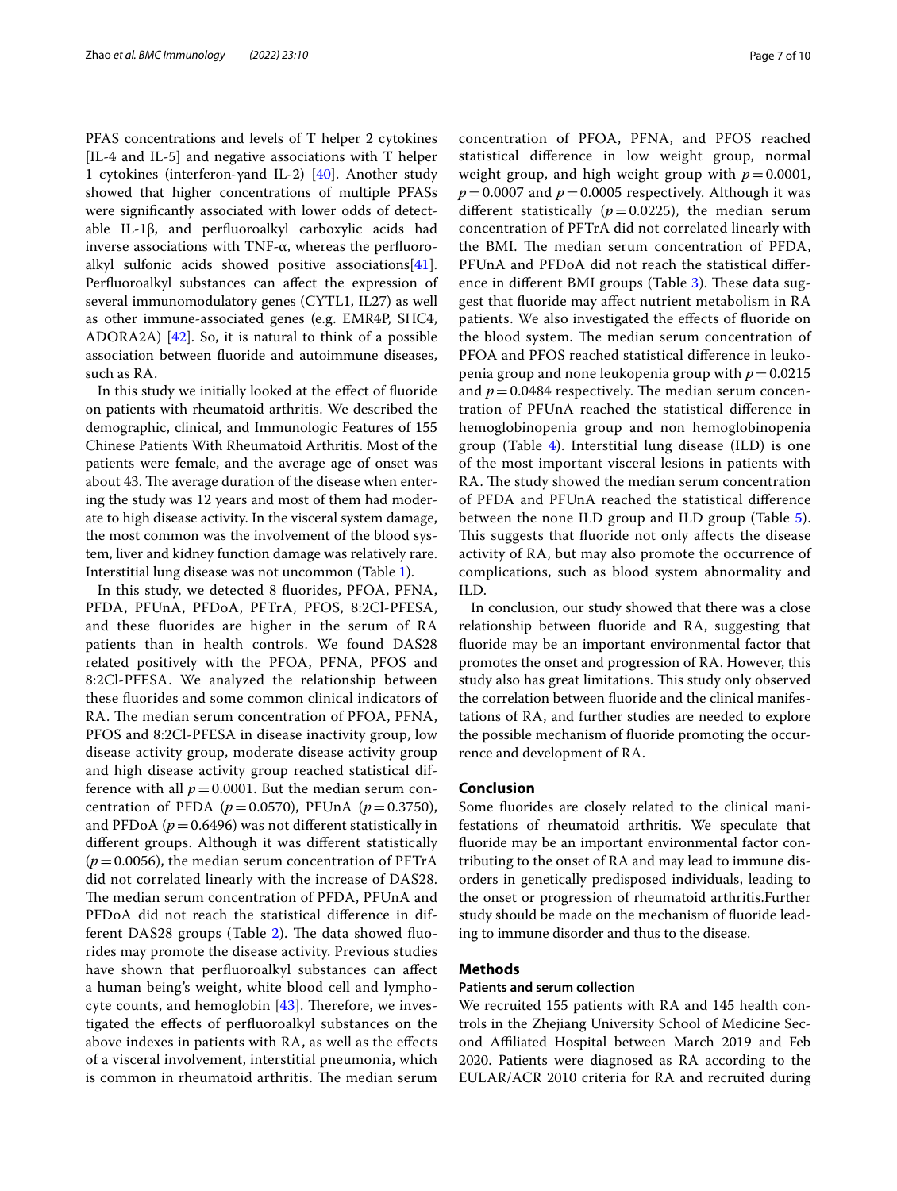PFAS concentrations and levels of T helper 2 cytokines [IL-4 and IL-5] and negative associations with T helper 1 cytokines (interferon-γand IL-2) [40]. Another study showed that higher concentrations of multiple PFASs were significantly associated with lower odds of detectable IL-1β, and perfluoroalkyl carboxylic acids had inverse associations with TNF-α, whereas the perfluoroalkyl sulfonic acids showed positive associations[41]. Perfluoroalkyl substances can affect the expression of several immunomodulatory genes (CYTL1, IL27) as well as other immune-associated genes (e.g. EMR4P, SHC4, ADORA2A) [42]. So, it is natural to think of a possible association between fluoride and autoimmune diseases, such as RA.

In this study we initially looked at the effect of fluoride on patients with rheumatoid arthritis. We described the demographic, clinical, and Immunologic Features of 155 Chinese Patients With Rheumatoid Arthritis. Most of the patients were female, and the average age of onset was about 43. The average duration of the disease when entering the study was 12 years and most of them had moderate to high disease activity. In the visceral system damage, the most common was the involvement of the blood system, liver and kidney function damage was relatively rare. Interstitial lung disease was not uncommon (Table 1).

In this study, we detected 8 fluorides, PFOA, PFNA, PFDA, PFUnA, PFDoA, PFTrA, PFOS, 8:2Cl-PFESA, and these fluorides are higher in the serum of RA patients than in health controls. We found DAS28 related positively with the PFOA, PFNA, PFOS and 8:2Cl-PFESA. We analyzed the relationship between these fluorides and some common clinical indicators of RA. The median serum concentration of PFOA, PFNA, PFOS and 8:2Cl-PFESA in disease inactivity group, low disease activity group, moderate disease activity group and high disease activity group reached statistical difference with all $p=0.0001$. But the median serum concentration of PFDA ($p=0.0570$), PFUnA ($p=0.3750$), and PFDoA ($p=0.6496$) was not different statistically in different groups. Although it was different statistically ($p=0.0056$), the median serum concentration of PFTrA did not correlated linearly with the increase of DAS28. The median serum concentration of PFDA, PFUnA and PFDoA did not reach the statistical difference in different DAS28 groups (Table 2). The data showed fluorides may promote the disease activity. Previous studies have shown that perfluoroalkyl substances can affect a human being's weight, white blood cell and lymphocyte counts, and hemoglobin [43]. Therefore, we investigated the effects of perfluoroalkyl substances on the above indexes in patients with RA, as well as the effects of a visceral involvement, interstitial pneumonia, which is common in rheumatoid arthritis. The median serum concentration of PFOA, PFNA, and PFOS reached statistical difference in low weight group, normal weight group, and high weight group with $p=0.0001$, $p=0.0007$ and $p=0.0005$ respectively. Although it was different statistically ($p=0.0225$), the median serum concentration of PFTrA did not correlated linearly with the BMI. The median serum concentration of PFDA, PFUnA and PFDoA did not reach the statistical difference in different BMI groups (Table 3). These data suggest that fluoride may affect nutrient metabolism in RA patients. We also investigated the effects of fluoride on the blood system. The median serum concentration of PFOA and PFOS reached statistical difference in leukopenia group and none leukopenia group with $p=0.0215$ and $p=0.0484$ respectively. The median serum concentration of PFUnA reached the statistical difference in hemoglobinopenia group and non hemoglobinopenia group (Table 4). Interstitial lung disease (ILD) is one of the most important visceral lesions in patients with RA. The study showed the median serum concentration of PFDA and PFUnA reached the statistical difference between the none ILD group and ILD group (Table 5). This suggests that fluoride not only affects the disease activity of RA, but may also promote the occurrence of complications, such as blood system abnormality and ILD.

In conclusion, our study showed that there was a close relationship between fluoride and RA, suggesting that fluoride may be an important environmental factor that promotes the onset and progression of RA. However, this study also has great limitations. This study only observed the correlation between fluoride and the clinical manifestations of RA, and further studies are needed to explore the possible mechanism of fluoride promoting the occurrence and development of RA.

## Conclusion

Some fluorides are closely related to the clinical manifestations of rheumatoid arthritis. We speculate that fluoride may be an important environmental factor contributing to the onset of RA and may lead to immune disorders in genetically predisposed individuals, leading to the onset or progression of rheumatoid arthritis.Further study should be made on the mechanism of fluoride leading to immune disorder and thus to the disease.

## Methods

### Patients and serum collection

We recruited 155 patients with RA and 145 health controls in the Zhejiang University School of Medicine Second Affiliated Hospital between March 2019 and Feb 2020. Patients were diagnosed as RA according to the EULAR/ACR 2010 criteria for RA and recruited during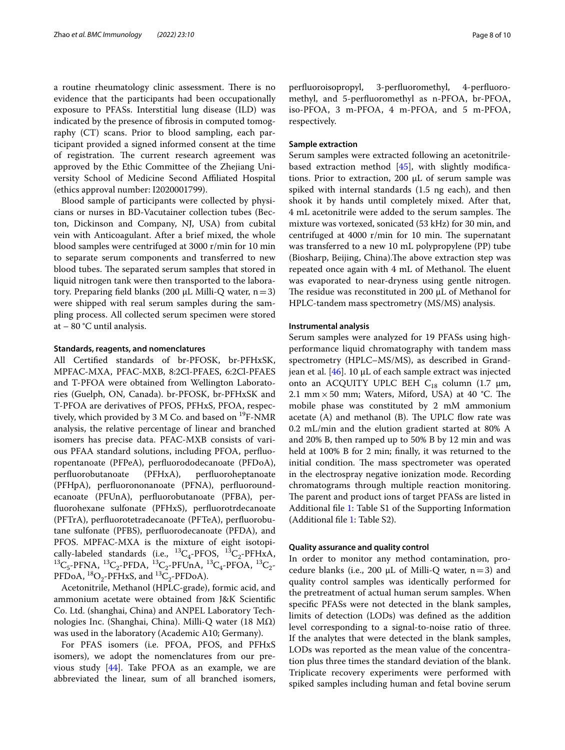a routine rheumatology clinic assessment. There is no evidence that the participants had been occupationally exposure to PFASs. Interstitial lung disease (ILD) was indicated by the presence of fibrosis in computed tomography (CT) scans. Prior to blood sampling, each participant provided a signed informed consent at the time of registration. The current research agreement was approved by the Ethic Committee of the Zhejiang University School of Medicine Second Affiliated Hospital (ethics approval number: I2020001799).

Blood sample of participants were collected by physicians or nurses in BD-Vacutainer collection tubes (Becton, Dickinson and Company, NJ, USA) from cubital vein with Anticoagulant. After a brief mixed, the whole blood samples were centrifuged at 3000 r/min for 10 min to separate serum components and transferred to new blood tubes. The separated serum samples that stored in liquid nitrogen tank were then transported to the laboratory. Preparing field blanks (200 μL Milli-Q water, n = 3) were shipped with real serum samples during the sampling process. All collected serum specimen were stored at − 80 °C until analysis.

#### Standards, reagents, and nomenclatures

All Certified standards of br-PFOSK, br-PFHxSK, MPFAC-MXA, PFAC-MXB, 8:2Cl-PFAES, 6:2Cl-PFAES and T-PFOA were obtained from Wellington Laboratories (Guelph, ON, Canada). br-PFOSK, br-PFHxSK and T-PFOA are derivatives of PFOS, PFHxS, PFOA, respectively, which provided by 3 M Co. and based on $^{19}$F-NMR analysis, the relative percentage of linear and branched isomers has precise data. PFAC-MXB consists of various PFAA standard solutions, including PFOA, perfluoropentanoate (PFPeA), perfluorododecanoate (PFDoA), perfluorobutanoate (PFHxA), perfluoroheptanoate (PFHpA), perfluorononanoate (PFNA), perfluoroundecanoate (PFUnA), perfluorobutanoate (PFBA), perfluorohexane sulfonate (PFHxS), perfluorotrdecanoate (PFTrA), perfluorotetradecanoate (PFTeA), perfluorobutane sulfonate (PFBS), perfluorodecanoate (PFDA), and PFOS. MPFAC-MXA is the mixture of eight isotopically-labeled standards (i.e., $^{13}C_4$-PFOS, $^{13}C_2$-PFHxA, $^{13}C_5$-PFNA, $^{13}C_2$-PFDA, $^{13}C_2$-PFUnA, $^{13}C_4$-PFOA, $^{13}C_2$-PFDoA, $^{18}O_2$-PFHxS, and $^{13}C_2$-PFDoA).

Acetonitrile, Methanol (HPLC-grade), formic acid, and ammonium acetate were obtained from J&K Scientific Co. Ltd. (shanghai, China) and ANPEL Laboratory Technologies Inc. (Shanghai, China). Milli-Q water (18 MΩ) was used in the laboratory (Academic A10; Germany).

For PFAS isomers (i.e. PFOA, PFOS, and PFHxS isomers), we adopt the nomenclatures from our previous study [44]. Take PFOA as an example, we are abbreviated the linear, sum of all branched isomers, perfluoroisopropyl, 3-perfluoromethyl, 4-perfluoromethyl, and 5-perfluoromethyl as n-PFOA, br-PFOA, iso-PFOA, 3 m-PFOA, 4 m-PFOA, and 5 m-PFOA, respectively.

#### Sample extraction

Serum samples were extracted following an acetonitrile-based extraction method [45], with slightly modifications. Prior to extraction, 200 μL of serum sample was spiked with internal standards (1.5 ng each), and then shook it by hands until completely mixed. After that, 4 mL acetonitrile were added to the serum samples. The mixture was vortexed, sonicated (53 kHz) for 30 min, and centrifuged at 4000 r/min for 10 min. The supernatant was transferred to a new 10 mL polypropylene (PP) tube (Biosharp, Beijing, China).The above extraction step was repeated once again with 4 mL of Methanol. The eluent was evaporated to near-dryness using gentle nitrogen. The residue was reconstituted in 200 μL of Methanol for HPLC-tandem mass spectrometry (MS/MS) analysis.

#### Instrumental analysis

Serum samples were analyzed for 19 PFASs using high-performance liquid chromatography with tandem mass spectrometry (HPLC–MS/MS), as described in Grandjean et al. [46]. 10 μL of each sample extract was injected onto an ACQUITY UPLC BEH $C_{18}$ column (1.7 μm, 2.1 mm × 50 mm; Waters, Miford, USA) at 40 °C. The mobile phase was constituted by 2 mM ammonium acetate (A) and methanol (B). The UPLC flow rate was 0.2 mL/min and the elution gradient started at 80% A and 20% B, then ramped up to 50% B by 12 min and was held at 100% B for 2 min; finally, it was returned to the initial condition. The mass spectrometer was operated in the electrospray negative ionization mode. Recording chromatograms through multiple reaction monitoring. The parent and product ions of target PFASs are listed in Additional file 1: Table S1 of the Supporting Information (Additional file 1: Table S2).

#### Quality assurance and quality control

In order to monitor any method contamination, procedure blanks (i.e., 200 μL of Milli-Q water, n = 3) and quality control samples was identically performed for the pretreatment of actual human serum samples. When specific PFASs were not detected in the blank samples, limits of detection (LODs) was defined as the addition level corresponding to a signal-to-noise ratio of three. If the analytes that were detected in the blank samples, LODs was reported as the mean value of the concentration plus three times the standard deviation of the blank. Triplicate recovery experiments were performed with spiked samples including human and fetal bovine serum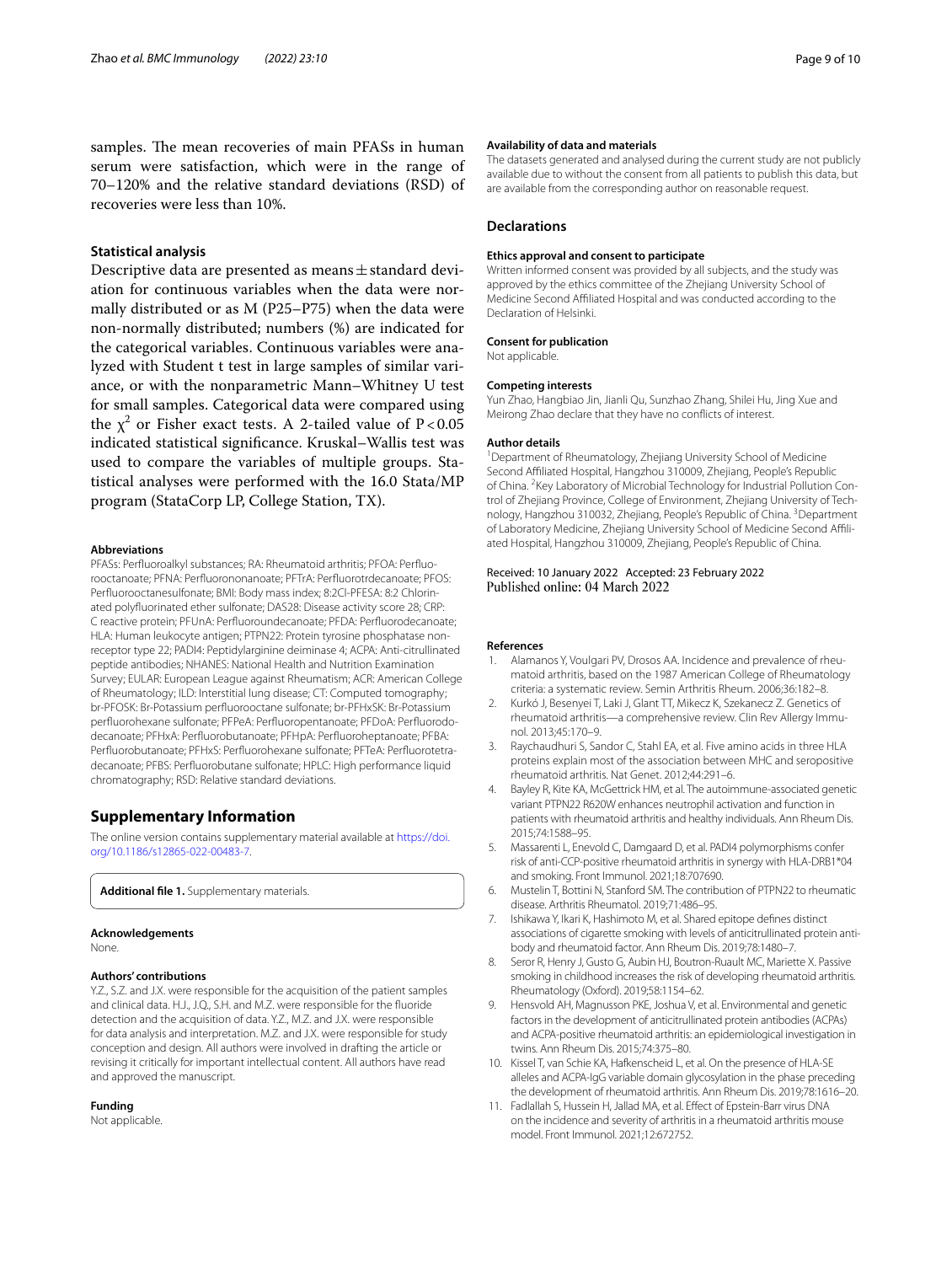samples. The mean recoveries of main PFASs in human serum were satisfaction, which were in the range of 70–120% and the relative standard deviations (RSD) of recoveries were less than 10%.

### Statistical analysis

Descriptive data are presented as means ± standard deviation for continuous variables when the data were normally distributed or as M (P25–P75) when the data were non-normally distributed; numbers (%) are indicated for the categorical variables. Continuous variables were analyzed with Student t test in large samples of similar variance, or with the nonparametric Mann–Whitney U test for small samples. Categorical data were compared using the $\chi^2$ or Fisher exact tests. A 2-tailed value of $P<0.05$ indicated statistical significance. Kruskal–Wallis test was used to compare the variables of multiple groups. Statistical analyses were performed with the 16.0 Stata/MP program (StataCorp LP, College Station, TX).

#### Abbreviations

PFASs: Perfluoroalkyl substances; RA: Rheumatoid arthritis; PFOA: Perfluorooctanoate; PFNA: Perfluorononanoate; PFTrA: Perfluorotrdecanoate; PFOS: Perfluorooctanesulfonate; BMI: Body mass index; 8:2Cl-PFESA: 8:2 Chlorinated polyfluorinated ether sulfonate; DAS28: Disease activity score 28; CRP: C reactive protein; PFUnA: Perfluoroundecanoate; PFDA: Perfluorodecanoate; HLA: Human leukocyte antigen; PTPN22: Protein tyrosine phosphatase nonreceptor type 22; PADI4: Peptidylarginine deiminase 4; ACPA: Anti-citrullinated peptide antibodies; NHANES: National Health and Nutrition Examination Survey; EULAR: European League against Rheumatism; ACR: American College of Rheumatology; ILD: Interstitial lung disease; CT: Computed tomography; br-PFOSK: Br-Potassium perfluorooctane sulfonate; br-PFHxSK: Br-Potassium perfluorohexane sulfonate; PFPeA: Perfluoropentanoate; PFDoA: Perfluorododecanoate; PFHxA: Perfluorobutanoate; PFHpA: Perfluoroheptanoate; PFBA: Perfluorobutanoate; PFHxS: Perfluorohexane sulfonate; PFTeA: Perfluorotetradecanoate; PFBS: Perfluorobutane sulfonate; HPLC: High performance liquid chromatography; RSD: Relative standard deviations.

## Supplementary Information

The online version contains supplementary material available at https://doi.org/10.1186/s12865-022-00483-7.

**Additional file 1.** Supplementary materials.

#### Acknowledgements

None.

#### Authors' contributions

Y.Z., S.Z. and J.X. were responsible for the acquisition of the patient samples and clinical data. H.J., J.Q., S.H. and M.Z. were responsible for the fluoride detection and the acquisition of data. Y.Z., M.Z. and J.X. were responsible for data analysis and interpretation. M.Z. and J.X. were responsible for study conception and design. All authors were involved in drafting the article or revising it critically for important intellectual content. All authors have read and approved the manuscript.

#### Funding

Not applicable.

#### Availability of data and materials

The datasets generated and analysed during the current study are not publicly available due to without the consent from all patients to publish this data, but are available from the corresponding author on reasonable request.

### Declarations

#### Ethics approval and consent to participate

Written informed consent was provided by all subjects, and the study was approved by the ethics committee of the Zhejiang University School of Medicine Second Affiliated Hospital and was conducted according to the Declaration of Helsinki.

#### Consent for publication

Not applicable.

#### Competing interests

Yun Zhao, Hangbiao Jin, Jianli Qu, Sunzhao Zhang, Shilei Hu, Jing Xue and Meirong Zhao declare that they have no conflicts of interest.

#### Author details

[1]Department of Rheumatology, Zhejiang University School of Medicine Second Affiliated Hospital, Hangzhou 310009, Zhejiang, People's Republic of China. [2]Key Laboratory of Microbial Technology for Industrial Pollution Control of Zhejiang Province, College of Environment, Zhejiang University of Technology, Hangzhou 310032, Zhejiang, People's Republic of China. [3]Department of Laboratory Medicine, Zhejiang University School of Medicine Second Affiliated Hospital, Hangzhou 310009, Zhejiang, People's Republic of China.

Received: 10 January 2022 Accepted: 23 February 2022
Published online: 04 March 2022

#### References

1. Alamanos Y, Voulgari PV, Drosos AA. Incidence and prevalence of rheumatoid arthritis, based on the 1987 American College of Rheumatology criteria: a systematic review. Semin Arthritis Rheum. 2006;36:182–8.
2. Kurkó J, Besenyei T, Laki J, Glant TT, Mikecz K, Szekanecz Z. Genetics of rheumatoid arthritis—a comprehensive review. Clin Rev Allergy Immunol. 2013;45:170–9.
3. Raychaudhuri S, Sandor C, Stahl EA, et al. Five amino acids in three HLA proteins explain most of the association between MHC and seropositive rheumatoid arthritis. Nat Genet. 2012;44:291–6.
4. Bayley R, Kite KA, McGettrick HM, et al. The autoimmune-associated genetic variant PTPN22 R620W enhances neutrophil activation and function in patients with rheumatoid arthritis and healthy individuals. Ann Rheum Dis. 2015;74:1588–95.
5. Massarenti L, Enevold C, Damgaard D, et al. PADI4 polymorphisms confer risk of anti-CCP-positive rheumatoid arthritis in synergy with HLA-DRB1*04 and smoking. Front Immunol. 2021;18:707690.
6. Mustelin T, Bottini N, Stanford SM. The contribution of PTPN22 to rheumatic disease. Arthritis Rheumatol. 2019;71:486–95.
7. Ishikawa Y, Ikari K, Hashimoto M, et al. Shared epitope defines distinct associations of cigarette smoking with levels of anticitrullinated protein antibody and rheumatoid factor. Ann Rheum Dis. 2019;78:1480–7.
8. Seror R, Henry J, Gusto G, Aubin HJ, Boutron-Ruault MC, Mariette X. Passive smoking in childhood increases the risk of developing rheumatoid arthritis. Rheumatology (Oxford). 2019;58:1154–62.
9. Hensvold AH, Magnusson PKE, Joshua V, et al. Environmental and genetic factors in the development of anticitrullinated protein antibodies (ACPAs) and ACPA-positive rheumatoid arthritis: an epidemiological investigation in twins. Ann Rheum Dis. 2015;74:375–80.
10. Kissel T, van Schie KA, Hafkenscheid L, et al. On the presence of HLA-SE alleles and ACPA-IgG variable domain glycosylation in the phase preceding the development of rheumatoid arthritis. Ann Rheum Dis. 2019;78:1616–20.
11. Fadlallah S, Hussein H, Jallad MA, et al. Effect of Epstein-Barr virus DNA on the incidence and severity of arthritis in a rheumatoid arthritis mouse model. Front Immunol. 2021;12:672752.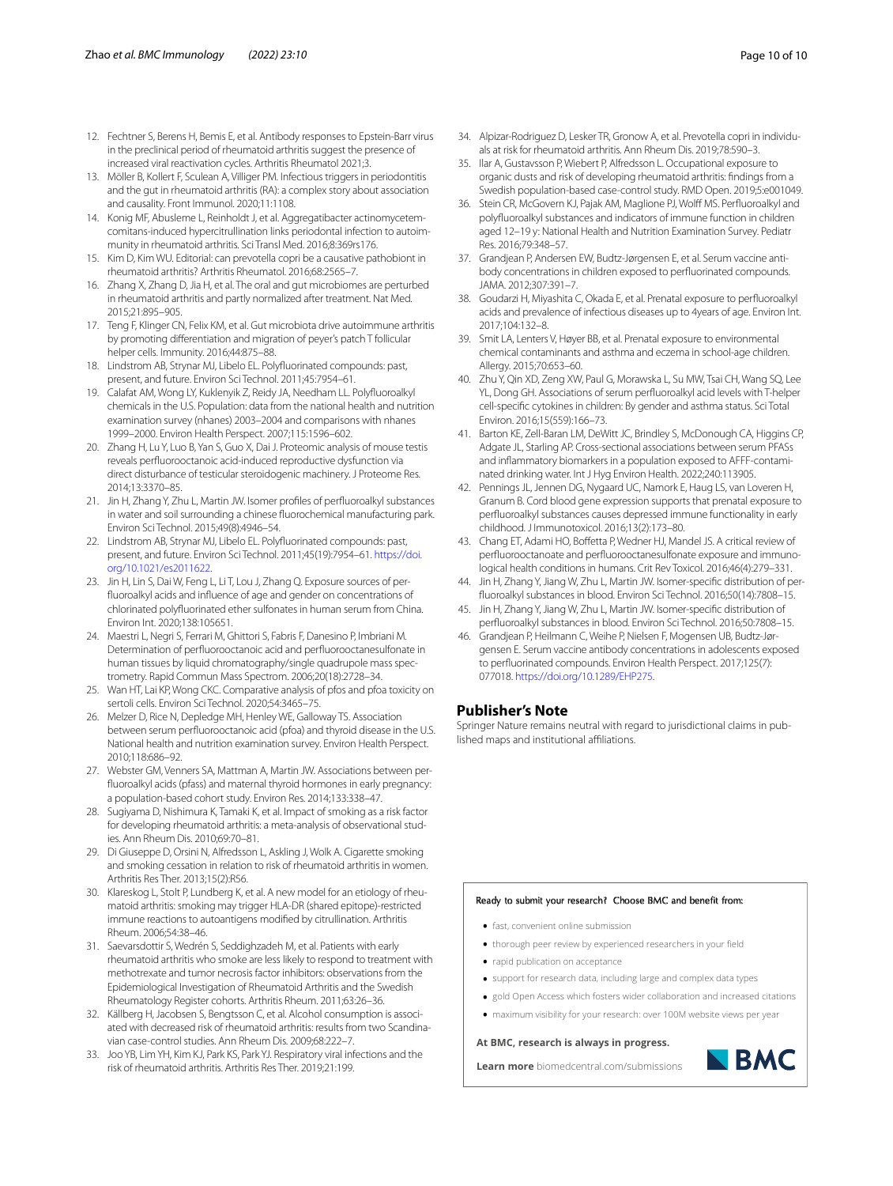12. Fechtner S, Berens H, Bemis E, et al. Antibody responses to Epstein-Barr virus in the preclinical period of rheumatoid arthritis suggest the presence of increased viral reactivation cycles. Arthritis Rheumatol 2021;3.
13. Möller B, Kollert F, Sculean A, Villiger PM. Infectious triggers in periodontitis and the gut in rheumatoid arthritis (RA): a complex story about association and causality. Front Immunol. 2020;11:1108.
14. Konig MF, Abusleme L, Reinholdt J, et al. Aggregatibacter actinomycetemcomitans-induced hypercitrullination links periodontal infection to autoimmunity in rheumatoid arthritis. Sci Transl Med. 2016;8:369rs176.
15. Kim D, Kim WU. Editorial: can prevotella copri be a causative pathobiont in rheumatoid arthritis? Arthritis Rheumatol. 2016;68:2565–7.
16. Zhang X, Zhang D, Jia H, et al. The oral and gut microbiomes are perturbed in rheumatoid arthritis and partly normalized after treatment. Nat Med. 2015;21:895–905.
17. Teng F, Klinger CN, Felix KM, et al. Gut microbiota drive autoimmune arthritis by promoting differentiation and migration of peyer's patch T follicular helper cells. Immunity. 2016;44:875–88.
18. Lindstrom AB, Strynar MJ, Libelo EL. Polyfluorinated compounds: past, present, and future. Environ Sci Technol. 2011;45:7954–61.
19. Calafat AM, Wong LY, Kuklenyik Z, Reidy JA, Needham LL. Polyfluoroalkyl chemicals in the U.S. Population: data from the national health and nutrition examination survey (nhanes) 2003–2004 and comparisons with nhanes 1999–2000. Environ Health Perspect. 2007;115:1596–602.
20. Zhang H, Lu Y, Luo B, Yan S, Guo X, Dai J. Proteomic analysis of mouse testis reveals perfluorooctanoic acid-induced reproductive dysfunction via direct disturbance of testicular steroidogenic machinery. J Proteome Res. 2014;13:3370–85.
21. Jin H, Zhang Y, Zhu L, Martin JW. Isomer profiles of perfluoroalkyl substances in water and soil surrounding a chinese fluorochemical manufacturing park. Environ Sci Technol. 2015;49(8):4946–54.
22. Lindstrom AB, Strynar MJ, Libelo EL. Polyfluorinated compounds: past, present, and future. Environ Sci Technol. 2011;45(19):7954–61. https://doi.org/10.1021/es2011622.
23. Jin H, Lin S, Dai W, Feng L, Li T, Lou J, Zhang Q. Exposure sources of perfluoroalkyl acids and influence of age and gender on concentrations of chlorinated polyfluorinated ether sulfonates in human serum from China. Environ Int. 2020;138:105651.
24. Maestri L, Negri S, Ferrari M, Ghittori S, Fabris F, Danesino P, Imbriani M. Determination of perfluorooctanoic acid and perfluorooctanesulfonate in human tissues by liquid chromatography/single quadrupole mass spectrometry. Rapid Commun Mass Spectrom. 2006;20(18):2728–34.
25. Wan HT, Lai KP, Wong CKC. Comparative analysis of pfos and pfoa toxicity on sertoli cells. Environ Sci Technol. 2020;54:3465–75.
26. Melzer D, Rice N, Depledge MH, Henley WE, Galloway TS. Association between serum perfluorooctanoic acid (pfoa) and thyroid disease in the U.S. National health and nutrition examination survey. Environ Health Perspect. 2010;118:686–92.
27. Webster GM, Venners SA, Mattman A, Martin JW. Associations between perfluoroalkyl acids (pfass) and maternal thyroid hormones in early pregnancy: a population-based cohort study. Environ Res. 2014;133:338–47.
28. Sugiyama D, Nishimura K, Tamaki K, et al. Impact of smoking as a risk factor for developing rheumatoid arthritis: a meta-analysis of observational studies. Ann Rheum Dis. 2010;69:70–81.
29. Di Giuseppe D, Orsini N, Alfredsson L, Askling J, Wolk A. Cigarette smoking and smoking cessation in relation to risk of rheumatoid arthritis in women. Arthritis Res Ther. 2013;15(2):R56.
30. Klareskog L, Stolt P, Lundberg K, et al. A new model for an etiology of rheumatoid arthritis: smoking may trigger HLA-DR (shared epitope)-restricted immune reactions to autoantigens modified by citrullination. Arthritis Rheum. 2006;54:38–46.
31. Saevarsdottir S, Wedrén S, Seddighzadeh M, et al. Patients with early rheumatoid arthritis who smoke are less likely to respond to treatment with methotrexate and tumor necrosis factor inhibitors: observations from the Epidemiological Investigation of Rheumatoid Arthritis and the Swedish Rheumatology Register cohorts. Arthritis Rheum. 2011;63:26–36.
32. Källberg H, Jacobsen S, Bengtsson C, et al. Alcohol consumption is associated with decreased risk of rheumatoid arthritis: results from two Scandinavian case-control studies. Ann Rheum Dis. 2009;68:222–7.
33. Joo YB, Lim YH, Kim KJ, Park KS, Park YJ. Respiratory viral infections and the risk of rheumatoid arthritis. Arthritis Res Ther. 2019;21:199.
34. Alpizar-Rodriguez D, Lesker TR, Gronow A, et al. Prevotella copri in individuals at risk for rheumatoid arthritis. Ann Rheum Dis. 2019;78:590–3.
35. Ilar A, Gustavsson P, Wiebert P, Alfredsson L. Occupational exposure to organic dusts and risk of developing rheumatoid arthritis: findings from a Swedish population-based case-control study. RMD Open. 2019;5:e001049.
36. Stein CR, McGovern KJ, Pajak AM, Maglione PJ, Wolff MS. Perfluoroalkyl and polyfluoroalkyl substances and indicators of immune function in children aged 12–19 y: National Health and Nutrition Examination Survey. Pediatr Res. 2016;79:348–57.
37. Grandjean P, Andersen EW, Budtz-Jørgensen E, et al. Serum vaccine antibody concentrations in children exposed to perfluorinated compounds. JAMA. 2012;307:391–7.
38. Goudarzi H, Miyashita C, Okada E, et al. Prenatal exposure to perfluoroalkyl acids and prevalence of infectious diseases up to 4years of age. Environ Int. 2017;104:132–8.
39. Smit LA, Lenters V, Høyer BB, et al. Prenatal exposure to environmental chemical contaminants and asthma and eczema in school-age children. Allergy. 2015;70:653–60.
40. Zhu Y, Qin XD, Zeng XW, Paul G, Morawska L, Su MW, Tsai CH, Wang SQ, Lee YL, Dong GH. Associations of serum perfluoroalkyl acid levels with T-helper cell-specific cytokines in children: By gender and asthma status. Sci Total Environ. 2016;15(559):166–73.
41. Barton KE, Zell-Baran LM, DeWitt JC, Brindley S, McDonough CA, Higgins CP, Adgate JL, Starling AP. Cross-sectional associations between serum PFASs and inflammatory biomarkers in a population exposed to AFFF-contaminated drinking water. Int J Hyg Environ Health. 2022;240:113905.
42. Pennings JL, Jennen DG, Nygaard UC, Namork E, Haug LS, van Loveren H, Granum B. Cord blood gene expression supports that prenatal exposure to perfluoroalkyl substances causes depressed immune functionality in early childhood. J Immunotoxicol. 2016;13(2):173–80.
43. Chang ET, Adami HO, Boffetta P, Wedner HJ, Mandel JS. A critical review of perfluorooctanoate and perfluorooctanesulfonate exposure and immunological health conditions in humans. Crit Rev Toxicol. 2016;46(4):279–331.
44. Jin H, Zhang Y, Jiang W, Zhu L, Martin JW. Isomer-specific distribution of perfluoroalkyl substances in blood. Environ Sci Technol. 2016;50(14):7808–15.
45. Jin H, Zhang Y, Jiang W, Zhu L, Martin JW. Isomer-specific distribution of perfluoroalkyl substances in blood. Environ Sci Technol. 2016;50:7808–15.
46. Grandjean P, Heilmann C, Weihe P, Nielsen F, Mogensen UB, Budtz-Jørgensen E. Serum vaccine antibody concentrations in adolescents exposed to perfluorinated compounds. Environ Health Perspect. 2017;125(7):077018. https://doi.org/10.1289/EHP275.

## Publisher's Note

Springer Nature remains neutral with regard to jurisdictional claims in published maps and institutional affiliations.

Ready to submit your research? Choose BMC and benefit from:

- fast, convenient online submission
- thorough peer review by experienced researchers in your field
- rapid publication on acceptance
- support for research data, including large and complex data types
- gold Open Access which fosters wider collaboration and increased citations
- maximum visibility for your research: over 100M website views per year

**At BMC, research is always in progress.**

**Learn more** biomedcentral.com/submissions